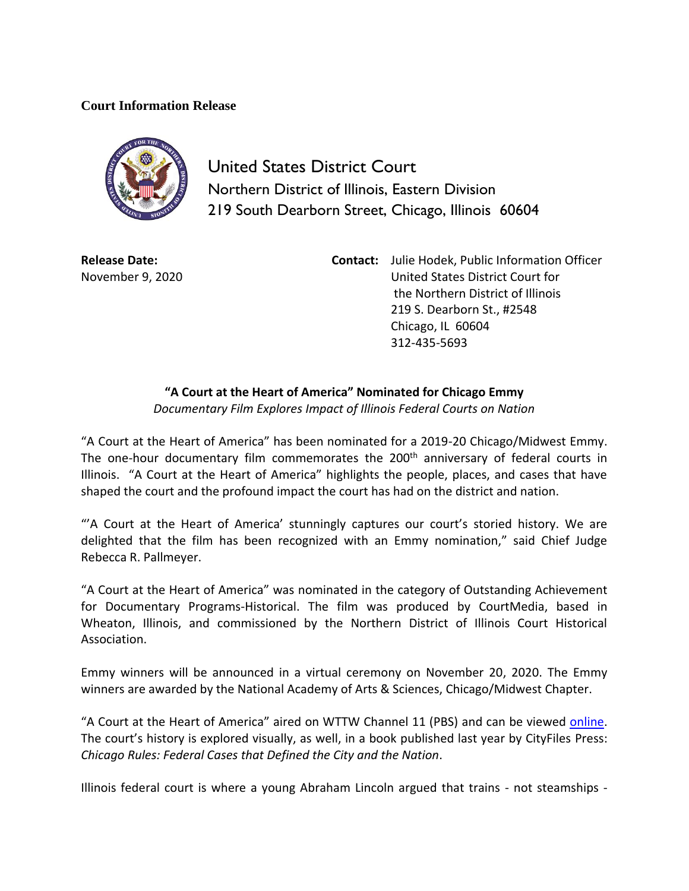**Court Information Release**

United States District Court
Northern District of Illinois, Eastern Division
219 South Dearborn Street, Chicago, Illinois 60604

**Release Date:**
November 9, 2020

**Contact:** Julie Hodek, Public Information Officer
United States District Court for
the Northern District of Illinois
219 S. Dearborn St., #2548
Chicago, IL 60604
312-435-5693

**"A Court at the Heart of America" Nominated for Chicago Emmy**
*Documentary Film Explores Impact of Illinois Federal Courts on Nation*

"A Court at the Heart of America" has been nominated for a 2019-20 Chicago/Midwest Emmy. The one-hour documentary film commemorates the 200th anniversary of federal courts in Illinois. "A Court at the Heart of America" highlights the people, places, and cases that have shaped the court and the profound impact the court has had on the district and nation.

"'A Court at the Heart of America' stunningly captures our court's storied history. We are delighted that the film has been recognized with an Emmy nomination," said Chief Judge Rebecca R. Pallmeyer.

"A Court at the Heart of America" was nominated in the category of Outstanding Achievement for Documentary Programs-Historical. The film was produced by CourtMedia, based in Wheaton, Illinois, and commissioned by the Northern District of Illinois Court Historical Association.

Emmy winners will be announced in a virtual ceremony on November 20, 2020. The Emmy winners are awarded by the National Academy of Arts & Sciences, Chicago/Midwest Chapter.

"A Court at the Heart of America" aired on WTTW Channel 11 (PBS) and can be viewed online. The court's history is explored visually, as well, in a book published last year by CityFiles Press: *Chicago Rules: Federal Cases that Defined the City and the Nation*.

Illinois federal court is where a young Abraham Lincoln argued that trains - not steamships -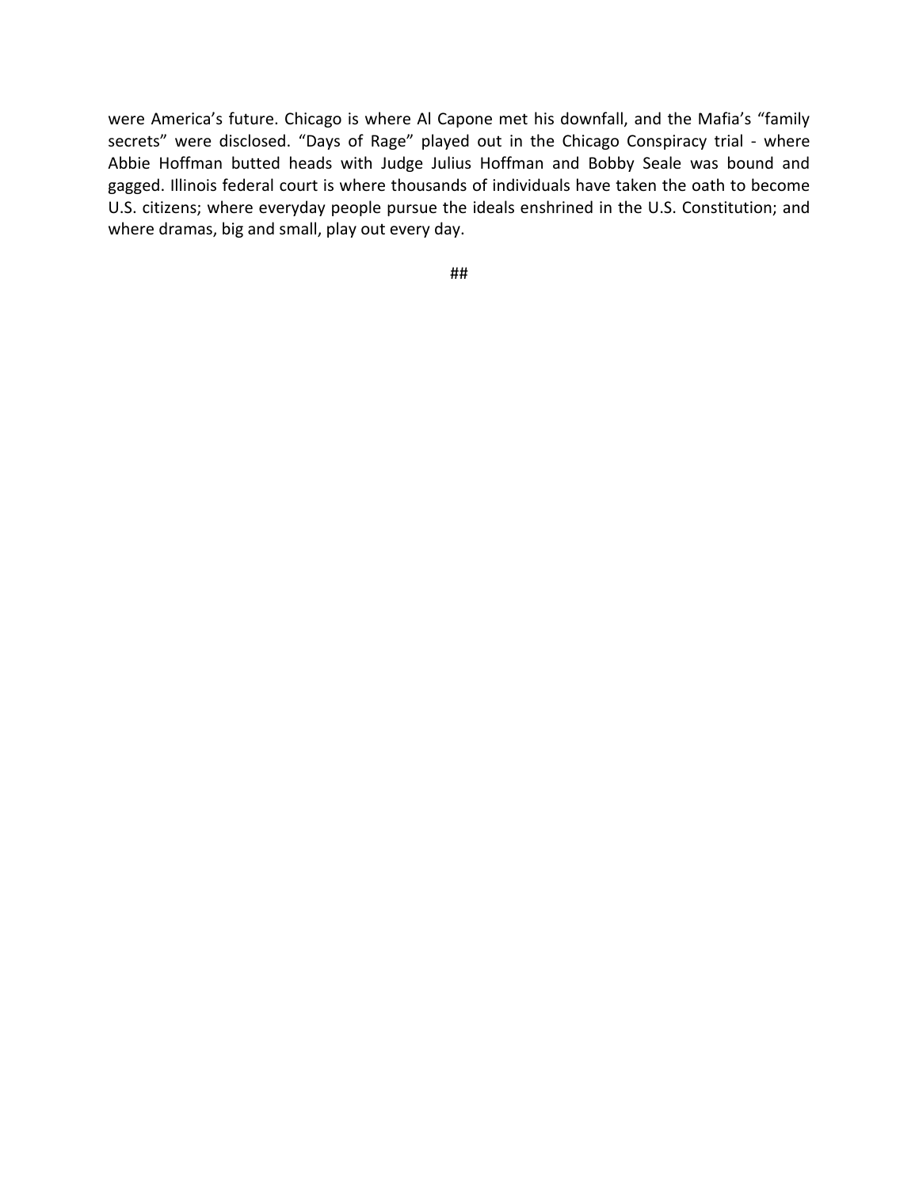were America’s future. Chicago is where Al Capone met his downfall, and the Mafia’s “family secrets” were disclosed. “Days of Rage” played out in the Chicago Conspiracy trial - where Abbie Hoffman butted heads with Judge Julius Hoffman and Bobby Seale was bound and gagged. Illinois federal court is where thousands of individuals have taken the oath to become U.S. citizens; where everyday people pursue the ideals enshrined in the U.S. Constitution; and where dramas, big and small, play out every day.

##